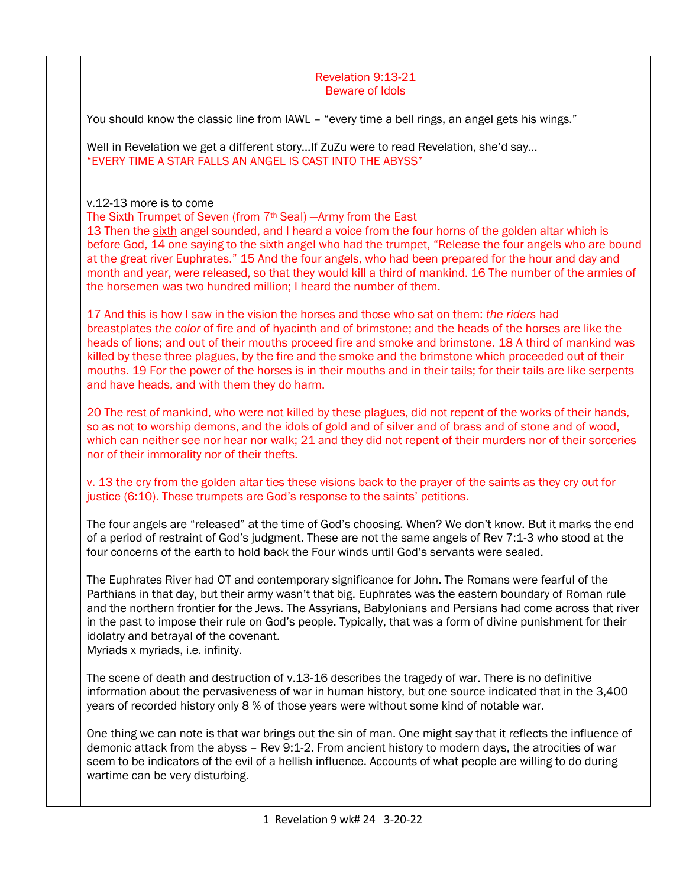## Revelation 9:13-21
## Beware of Idols

You should know the classic line from IAWL – "every time a bell rings, an angel gets his wings."

Well in Revelation we get a different story…If ZuZu were to read Revelation, she'd say…
"EVERY TIME A STAR FALLS AN ANGEL IS CAST INTO THE ABYSS"

v.12-13 more is to come
The Sixth Trumpet of Seven (from 7th Seal) —Army from the East
13 Then the sixth angel sounded, and I heard a voice from the four horns of the golden altar which is before God, 14 one saying to the sixth angel who had the trumpet, "Release the four angels who are bound at the great river Euphrates." 15 And the four angels, who had been prepared for the hour and day and month and year, were released, so that they would kill a third of mankind. 16 The number of the armies of the horsemen was two hundred million; I heard the number of them.

17 And this is how I saw in the vision the horses and those who sat on them: *the riders* had breastplates *the color* of fire and of hyacinth and of brimstone; and the heads of the horses are like the heads of lions; and out of their mouths proceed fire and smoke and brimstone. 18 A third of mankind was killed by these three plagues, by the fire and the smoke and the brimstone which proceeded out of their mouths. 19 For the power of the horses is in their mouths and in their tails; for their tails are like serpents and have heads, and with them they do harm.

20 The rest of mankind, who were not killed by these plagues, did not repent of the works of their hands, so as not to worship demons, and the idols of gold and of silver and of brass and of stone and of wood, which can neither see nor hear nor walk; 21 and they did not repent of their murders nor of their sorceries nor of their immorality nor of their thefts.

v. 13 the cry from the golden altar ties these visions back to the prayer of the saints as they cry out for justice (6:10). These trumpets are God's response to the saints' petitions.

The four angels are "released" at the time of God's choosing. When? We don't know. But it marks the end of a period of restraint of God's judgment. These are not the same angels of Rev 7:1-3 who stood at the four concerns of the earth to hold back the Four winds until God's servants were sealed.

The Euphrates River had OT and contemporary significance for John. The Romans were fearful of the Parthians in that day, but their army wasn't that big. Euphrates was the eastern boundary of Roman rule and the northern frontier for the Jews. The Assyrians, Babylonians and Persians had come across that river in the past to impose their rule on God's people. Typically, that was a form of divine punishment for their idolatry and betrayal of the covenant.
Myriads x myriads, i.e. infinity.

The scene of death and destruction of v.13-16 describes the tragedy of war. There is no definitive information about the pervasiveness of war in human history, but one source indicated that in the 3,400 years of recorded history only 8 % of those years were without some kind of notable war.

One thing we can note is that war brings out the sin of man. One might say that it reflects the influence of demonic attack from the abyss – Rev 9:1-2. From ancient history to modern days, the atrocities of war seem to be indicators of the evil of a hellish influence. Accounts of what people are willing to do during wartime can be very disturbing.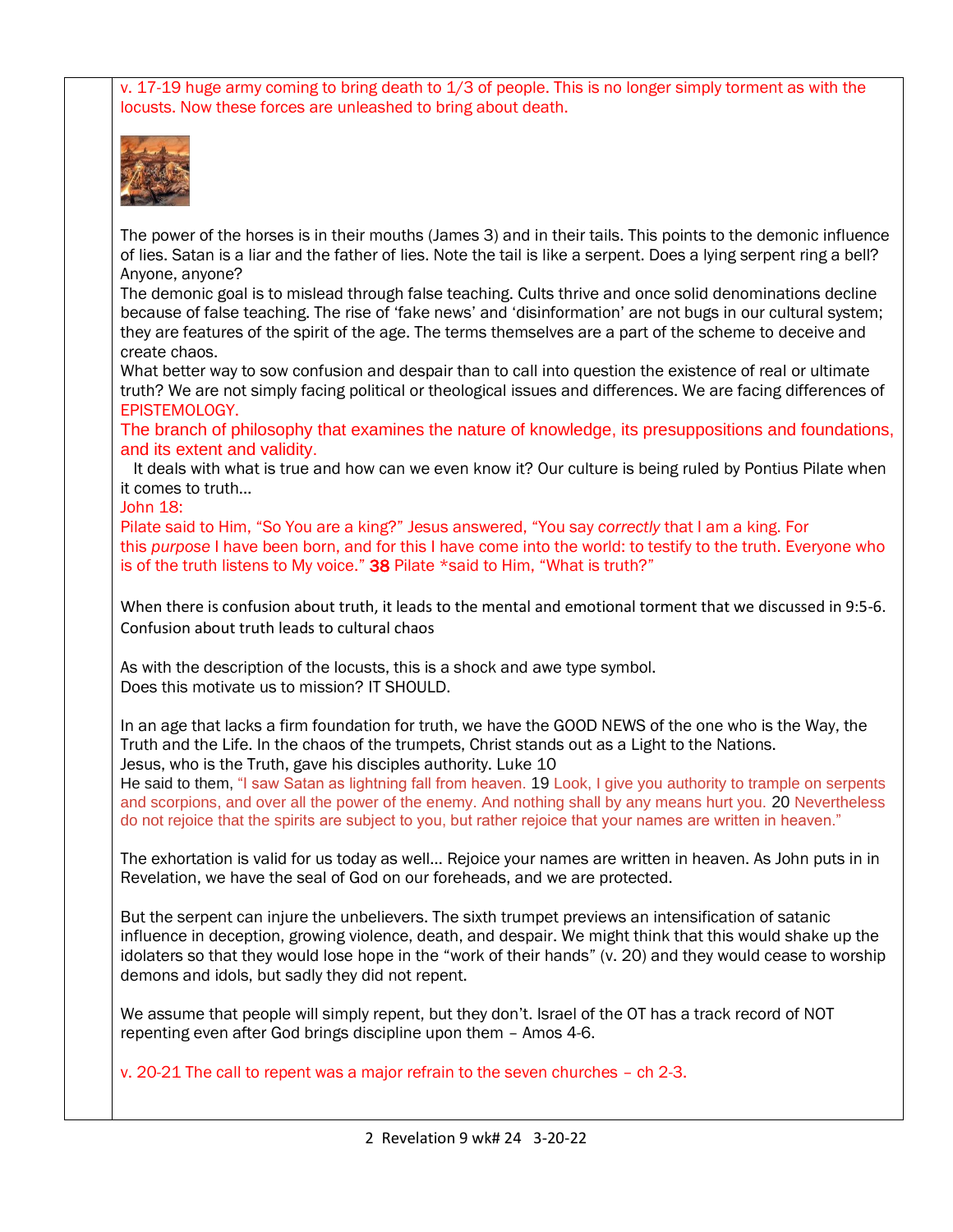v. 17-19 huge army coming to bring death to 1/3 of people. This is no longer simply torment as with the locusts. Now these forces are unleashed to bring about death.

The power of the horses is in their mouths (James 3) and in their tails. This points to the demonic influence of lies. Satan is a liar and the father of lies. Note the tail is like a serpent. Does a lying serpent ring a bell? Anyone, anyone?

The demonic goal is to mislead through false teaching. Cults thrive and once solid denominations decline because of false teaching. The rise of 'fake news' and 'disinformation' are not bugs in our cultural system; they are features of the spirit of the age. The terms themselves are a part of the scheme to deceive and create chaos.

What better way to sow confusion and despair than to call into question the existence of real or ultimate truth? We are not simply facing political or theological issues and differences. We are facing differences of EPISTEMOLOGY.

The branch of philosophy that examines the nature of knowledge, its presuppositions and foundations, and its extent and validity.

It deals with what is true and how can we even know it? Our culture is being ruled by Pontius Pilate when it comes to truth…

John 18:

Pilate said to Him, "So You are a king?" Jesus answered, "You say *correctly* that I am a king. For this *purpose* I have been born, and for this I have come into the world: to testify to the truth. Everyone who is of the truth listens to My voice." **38** Pilate *said to Him, "What is truth?"

When there is confusion about truth, it leads to the mental and emotional torment that we discussed in 9:5-6. Confusion about truth leads to cultural chaos

As with the description of the locusts, this is a shock and awe type symbol.
Does this motivate us to mission? IT SHOULD.

In an age that lacks a firm foundation for truth, we have the GOOD NEWS of the one who is the Way, the Truth and the Life. In the chaos of the trumpets, Christ stands out as a Light to the Nations.
Jesus, who is the Truth, gave his disciples authority. Luke 10
He said to them, "I saw Satan as lightning fall from heaven. 19 Look, I give you authority to trample on serpents and scorpions, and over all the power of the enemy. And nothing shall by any means hurt you. 20 Nevertheless do not rejoice that the spirits are subject to you, but rather rejoice that your names are written in heaven."

The exhortation is valid for us today as well… Rejoice your names are written in heaven. As John puts in in Revelation, we have the seal of God on our foreheads, and we are protected.

But the serpent can injure the unbelievers. The sixth trumpet previews an intensification of satanic influence in deception, growing violence, death, and despair. We might think that this would shake up the idolaters so that they would lose hope in the "work of their hands" (v. 20) and they would cease to worship demons and idols, but sadly they did not repent.

We assume that people will simply repent, but they don't. Israel of the OT has a track record of NOT repenting even after God brings discipline upon them – Amos 4-6.

v. 20-21 The call to repent was a major refrain to the seven churches – ch 2-3.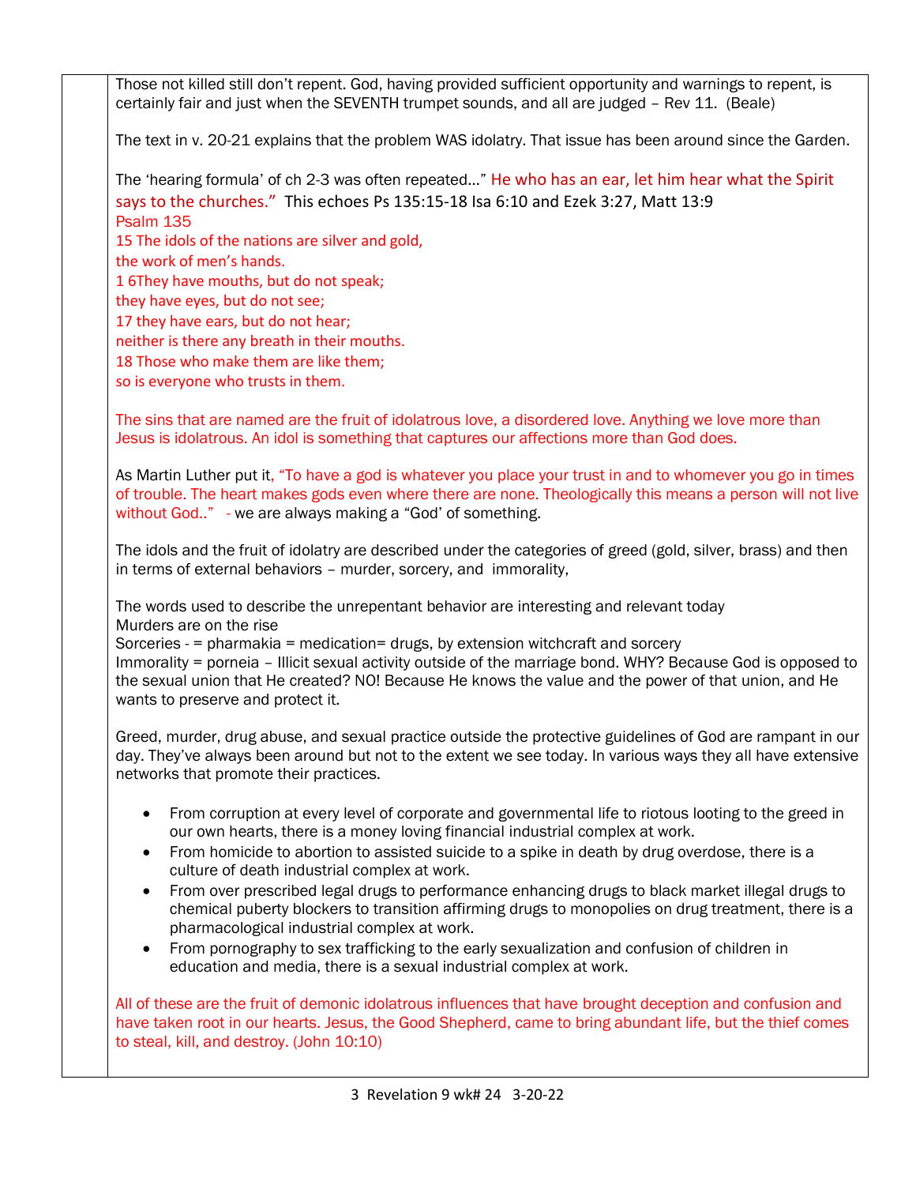Those not killed still don't repent. God, having provided sufficient opportunity and warnings to repent, is certainly fair and just when the SEVENTH trumpet sounds, and all are judged – Rev 11. (Beale)

The text in v. 20-21 explains that the problem WAS idolatry. That issue has been around since the Garden.

The 'hearing formula' of ch 2-3 was often repeated…" He who has an ear, let him hear what the Spirit says to the churches." This echoes Ps 135:15-18 Isa 6:10 and Ezek 3:27, Matt 13:9

Psalm 135
15 The idols of the nations are silver and gold,
the work of men's hands.
1 6They have mouths, but do not speak;
they have eyes, but do not see;
17 they have ears, but do not hear;
neither is there any breath in their mouths.
18 Those who make them are like them;
so is everyone who trusts in them.

The sins that are named are the fruit of idolatrous love, a disordered love. Anything we love more than Jesus is idolatrous. An idol is something that captures our affections more than God does.

As Martin Luther put it, "To have a god is whatever you place your trust in and to whomever you go in times of trouble. The heart makes gods even where there are none. Theologically this means a person will not live without God.." - we are always making a "God' of something.

The idols and the fruit of idolatry are described under the categories of greed (gold, silver, brass) and then in terms of external behaviors – murder, sorcery, and immorality,

The words used to describe the unrepentant behavior are interesting and relevant today
Murders are on the rise
Sorceries - = pharmakia = medication= drugs, by extension witchcraft and sorcery
Immorality = porneia – Illicit sexual activity outside of the marriage bond. WHY? Because God is opposed to the sexual union that He created? NO! Because He knows the value and the power of that union, and He wants to preserve and protect it.

Greed, murder, drug abuse, and sexual practice outside the protective guidelines of God are rampant in our day. They've always been around but not to the extent we see today. In various ways they all have extensive networks that promote their practices.

- From corruption at every level of corporate and governmental life to riotous looting to the greed in our own hearts, there is a money loving financial industrial complex at work.
- From homicide to abortion to assisted suicide to a spike in death by drug overdose, there is a culture of death industrial complex at work.
- From over prescribed legal drugs to performance enhancing drugs to black market illegal drugs to chemical puberty blockers to transition affirming drugs to monopolies on drug treatment, there is a pharmacological industrial complex at work.
- From pornography to sex trafficking to the early sexualization and confusion of children in education and media, there is a sexual industrial complex at work.

All of these are the fruit of demonic idolatrous influences that have brought deception and confusion and have taken root in our hearts. Jesus, the Good Shepherd, came to bring abundant life, but the thief comes to steal, kill, and destroy. (John 10:10)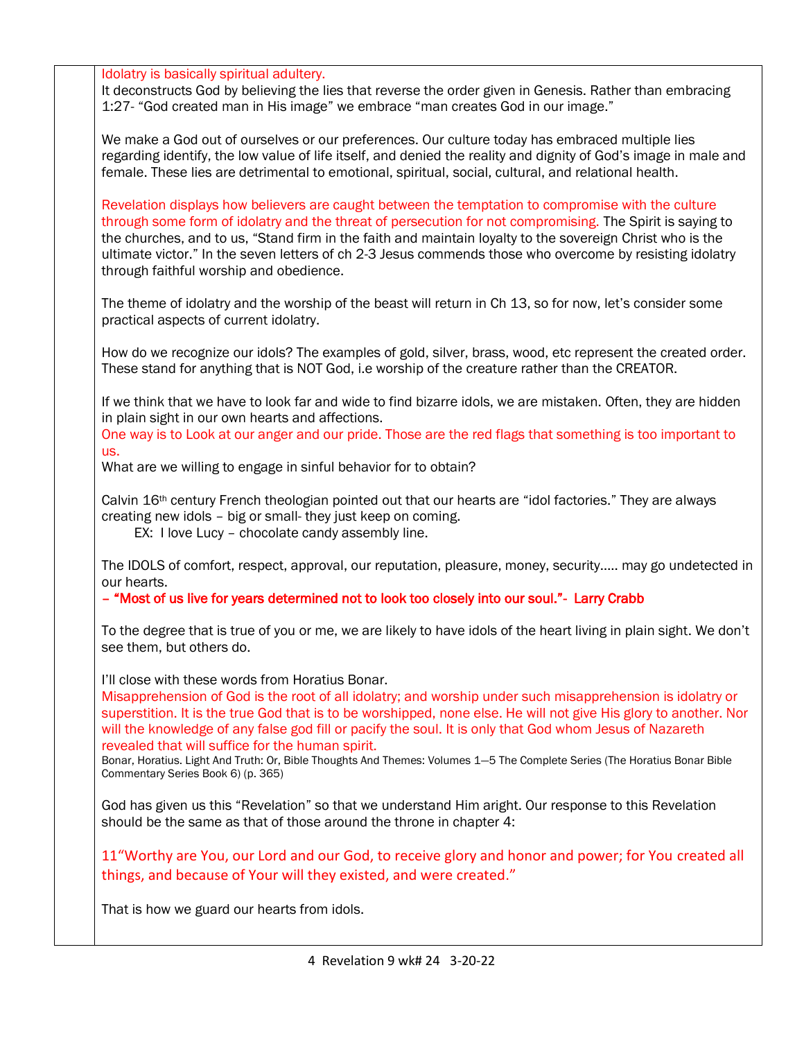Idolatry is basically spiritual adultery.

It deconstructs God by believing the lies that reverse the order given in Genesis. Rather than embracing 1:27- "God created man in His image" we embrace "man creates God in our image."

We make a God out of ourselves or our preferences. Our culture today has embraced multiple lies regarding identify, the low value of life itself, and denied the reality and dignity of God's image in male and female. These lies are detrimental to emotional, spiritual, social, cultural, and relational health.

Revelation displays how believers are caught between the temptation to compromise with the culture through some form of idolatry and the threat of persecution for not compromising. The Spirit is saying to the churches, and to us, "Stand firm in the faith and maintain loyalty to the sovereign Christ who is the ultimate victor." In the seven letters of ch 2-3 Jesus commends those who overcome by resisting idolatry through faithful worship and obedience.

The theme of idolatry and the worship of the beast will return in Ch 13, so for now, let's consider some practical aspects of current idolatry.

How do we recognize our idols? The examples of gold, silver, brass, wood, etc represent the created order. These stand for anything that is NOT God, i.e worship of the creature rather than the CREATOR.

If we think that we have to look far and wide to find bizarre idols, we are mistaken. Often, they are hidden in plain sight in our own hearts and affections.

One way is to Look at our anger and our pride. Those are the red flags that something is too important to us.

What are we willing to engage in sinful behavior for to obtain?

Calvin 16th century French theologian pointed out that our hearts are "idol factories." They are always creating new idols – big or small- they just keep on coming.

EX: I love Lucy – chocolate candy assembly line.

The IDOLS of comfort, respect, approval, our reputation, pleasure, money, security….. may go undetected in our hearts.

**– "Most of us live for years determined not to look too closely into our soul."- Larry Crabb**

To the degree that is true of you or me, we are likely to have idols of the heart living in plain sight. We don't see them, but others do.

I'll close with these words from Horatius Bonar.

Misapprehension of God is the root of all idolatry; and worship under such misapprehension is idolatry or superstition. It is the true God that is to be worshipped, none else. He will not give His glory to another. Nor will the knowledge of any false god fill or pacify the soul. It is only that God whom Jesus of Nazareth revealed that will suffice for the human spirit.

Bonar, Horatius. Light And Truth: Or, Bible Thoughts And Themes: Volumes 1—5 The Complete Series (The Horatius Bonar Bible Commentary Series Book 6) (p. 365)

God has given us this "Revelation" so that we understand Him aright. Our response to this Revelation should be the same as that of those around the throne in chapter 4:

11"Worthy are You, our Lord and our God, to receive glory and honor and power; for You created all things, and because of Your will they existed, and were created."

That is how we guard our hearts from idols.